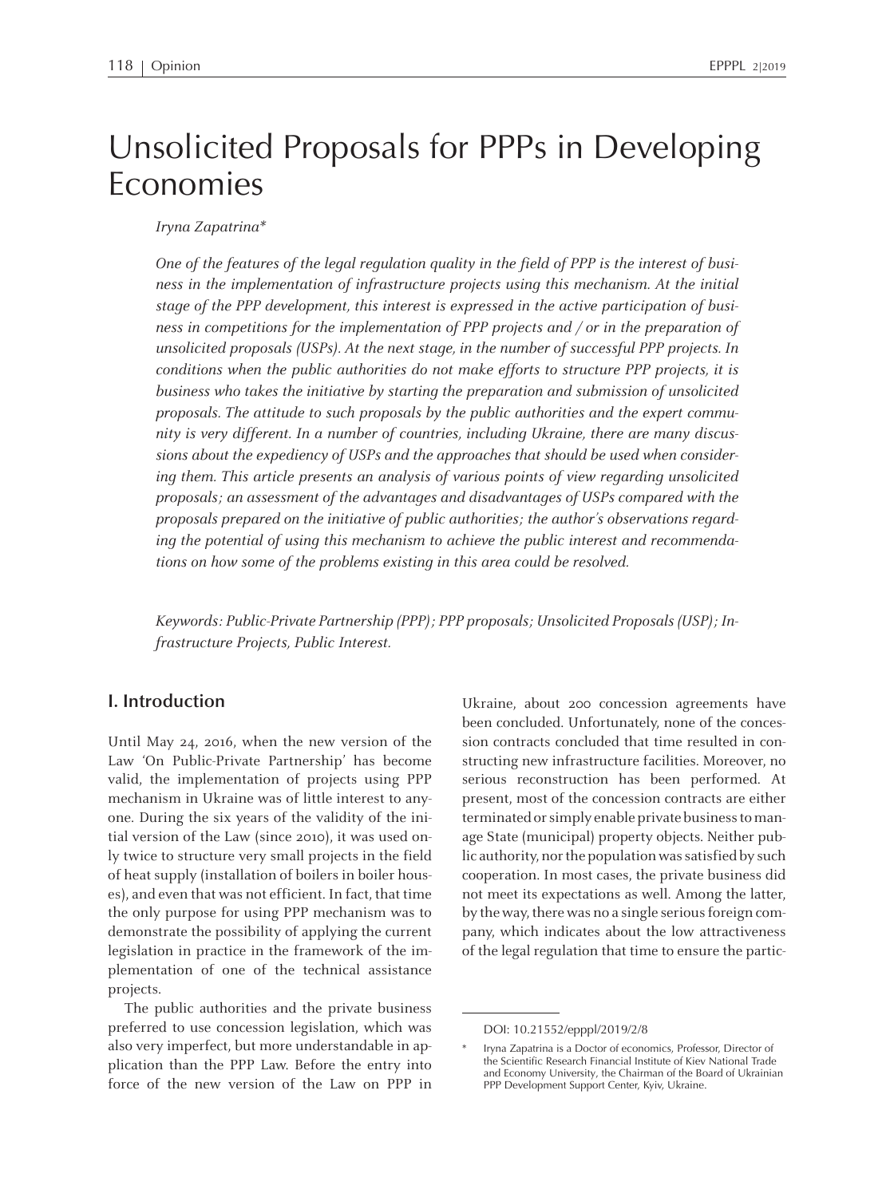# Unsolicited Proposals for PPPs in Developing Economies

*Iryna Zapatrina**

*One of the features of the legal regulation quality in the field of PPP is the interest of business in the implementation of infrastructure projects using this mechanism. At the initial stage of the PPP development, this interest is expressed in the active participation of business in competitions for the implementation of PPP projects and / or in the preparation of unsolicited proposals (USPs). At the next stage, in the number of successful PPP projects. In conditions when the public authorities do not make efforts to structure PPP projects, it is business who takes the initiative by starting the preparation and submission of unsolicited proposals. The attitude to such proposals by the public authorities and the expert community is very different. In a number of countries, including Ukraine, there are many discussions about the expediency of USPs and the approaches that should be used when considering them. This article presents an analysis of various points of view regarding unsolicited proposals; an assessment of the advantages and disadvantages of USPs compared with the proposals prepared on the initiative of public authorities; the author's observations regarding the potential of using this mechanism to achieve the public interest and recommendations on how some of the problems existing in this area could be resolved.*

*Keywords: Public-Private Partnership (PPP); PPP proposals; Unsolicited Proposals (USP); Infrastructure Projects, Public Interest.*

## I. Introduction

Until May 24, 2016, when the new version of the Law 'On Public-Private Partnership' has become valid, the implementation of projects using PPP mechanism in Ukraine was of little interest to anyone. During the six years of the validity of the initial version of the Law (since 2010), it was used only twice to structure very small projects in the field of heat supply (installation of boilers in boiler houses), and even that was not efficient. In fact, that time the only purpose for using PPP mechanism was to demonstrate the possibility of applying the current legislation in practice in the framework of the implementation of one of the technical assistance projects.

The public authorities and the private business preferred to use concession legislation, which was also very imperfect, but more understandable in application than the PPP Law. Before the entry into force of the new version of the Law on PPP in Ukraine, about 200 concession agreements have been concluded. Unfortunately, none of the concession contracts concluded that time resulted in constructing new infrastructure facilities. Moreover, no serious reconstruction has been performed. At present, most of the concession contracts are either terminated or simply enable private business to manage State (municipal) property objects. Neither public authority, nor the population was satisfied by such cooperation. In most cases, the private business did not meet its expectations as well. Among the latter, by the way, there was no a single serious foreign company, which indicates about the low attractiveness of the legal regulation that time to ensure the partic-

DOI: 10.21552/epppl/2019/2/8

\* Iryna Zapatrina is a Doctor of economics, Professor, Director of the Scientific Research Financial Institute of Kiev National Trade and Economy University, the Chairman of the Board of Ukrainian PPP Development Support Center, Kyiv, Ukraine.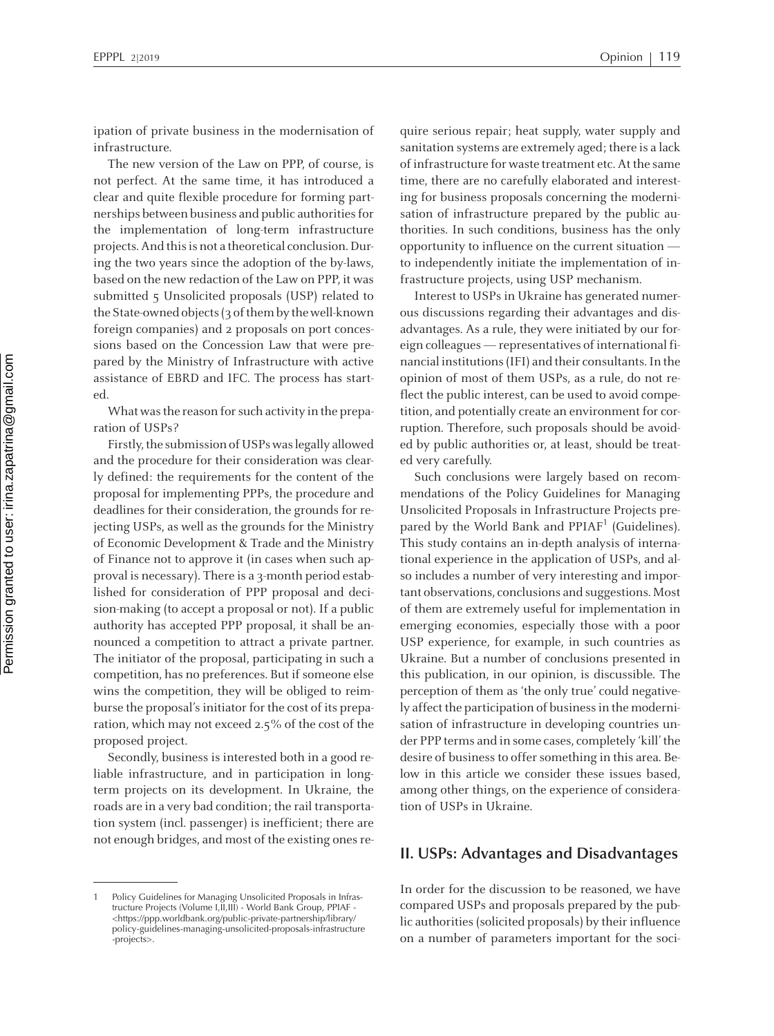ipation of private business in the modernisation of infrastructure.

The new version of the Law on PPP, of course, is not perfect. At the same time, it has introduced a clear and quite flexible procedure for forming partnerships between business and public authorities for the implementation of long-term infrastructure projects. And this is not a theoretical conclusion. During the two years since the adoption of the by-laws, based on the new redaction of the Law on PPP, it was submitted 5 Unsolicited proposals (USP) related to the State-owned objects (3 of them by the well-known foreign companies) and 2 proposals on port concessions based on the Concession Law that were prepared by the Ministry of Infrastructure with active assistance of EBRD and IFC. The process has started.

What was the reason for such activity in the preparation of USPs?

Firstly, the submission of USPs was legally allowed and the procedure for their consideration was clearly defined: the requirements for the content of the proposal for implementing PPPs, the procedure and deadlines for their consideration, the grounds for rejecting USPs, as well as the grounds for the Ministry of Economic Development & Trade and the Ministry of Finance not to approve it (in cases when such approval is necessary). There is a 3-month period established for consideration of PPP proposal and decision-making (to accept a proposal or not). If a public authority has accepted PPP proposal, it shall be announced a competition to attract a private partner. The initiator of the proposal, participating in such a competition, has no preferences. But if someone else wins the competition, they will be obliged to reimburse the proposal's initiator for the cost of its preparation, which may not exceed 2.5% of the cost of the proposed project.

Secondly, business is interested both in a good reliable infrastructure, and in participation in long-term projects on its development. In Ukraine, the roads are in a very bad condition; the rail transportation system (incl. passenger) is inefficient; there are not enough bridges, and most of the existing ones require serious repair; heat supply, water supply and sanitation systems are extremely aged; there is a lack of infrastructure for waste treatment etc. At the same time, there are no carefully elaborated and interesting for business proposals concerning the modernisation of infrastructure prepared by the public authorities. In such conditions, business has the only opportunity to influence on the current situation — to independently initiate the implementation of infrastructure projects, using USP mechanism.

Interest to USPs in Ukraine has generated numerous discussions regarding their advantages and disadvantages. As a rule, they were initiated by our foreign colleagues — representatives of international financial institutions (IFI) and their consultants. In the opinion of most of them USPs, as a rule, do not reflect the public interest, can be used to avoid competition, and potentially create an environment for corruption. Therefore, such proposals should be avoided by public authorities or, at least, should be treated very carefully.

Such conclusions were largely based on recommendations of the Policy Guidelines for Managing Unsolicited Proposals in Infrastructure Projects prepared by the World Bank and PPIAF[1] (Guidelines). This study contains an in-depth analysis of international experience in the application of USPs, and also includes a number of very interesting and important observations, conclusions and suggestions. Most of them are extremely useful for implementation in emerging economies, especially those with a poor USP experience, for example, in such countries as Ukraine. But a number of conclusions presented in this publication, in our opinion, is discussible. The perception of them as 'the only true' could negatively affect the participation of business in the modernisation of infrastructure in developing countries under PPP terms and in some cases, completely 'kill' the desire of business to offer something in this area. Below in this article we consider these issues based, among other things, on the experience of consideration of USPs in Ukraine.

## II. USPs: Advantages and Disadvantages

In order for the discussion to be reasoned, we have compared USPs and proposals prepared by the public authorities (solicited proposals) by their influence on a number of parameters important for the soci-

---

1 Policy Guidelines for Managing Unsolicited Proposals in Infrastructure Projects (Volume I,II,III) - World Bank Group, PPIAF - <https://ppp.worldbank.org/public-private-partnership/library/policy-guidelines-managing-unsolicited-proposals-infrastructure-projects>.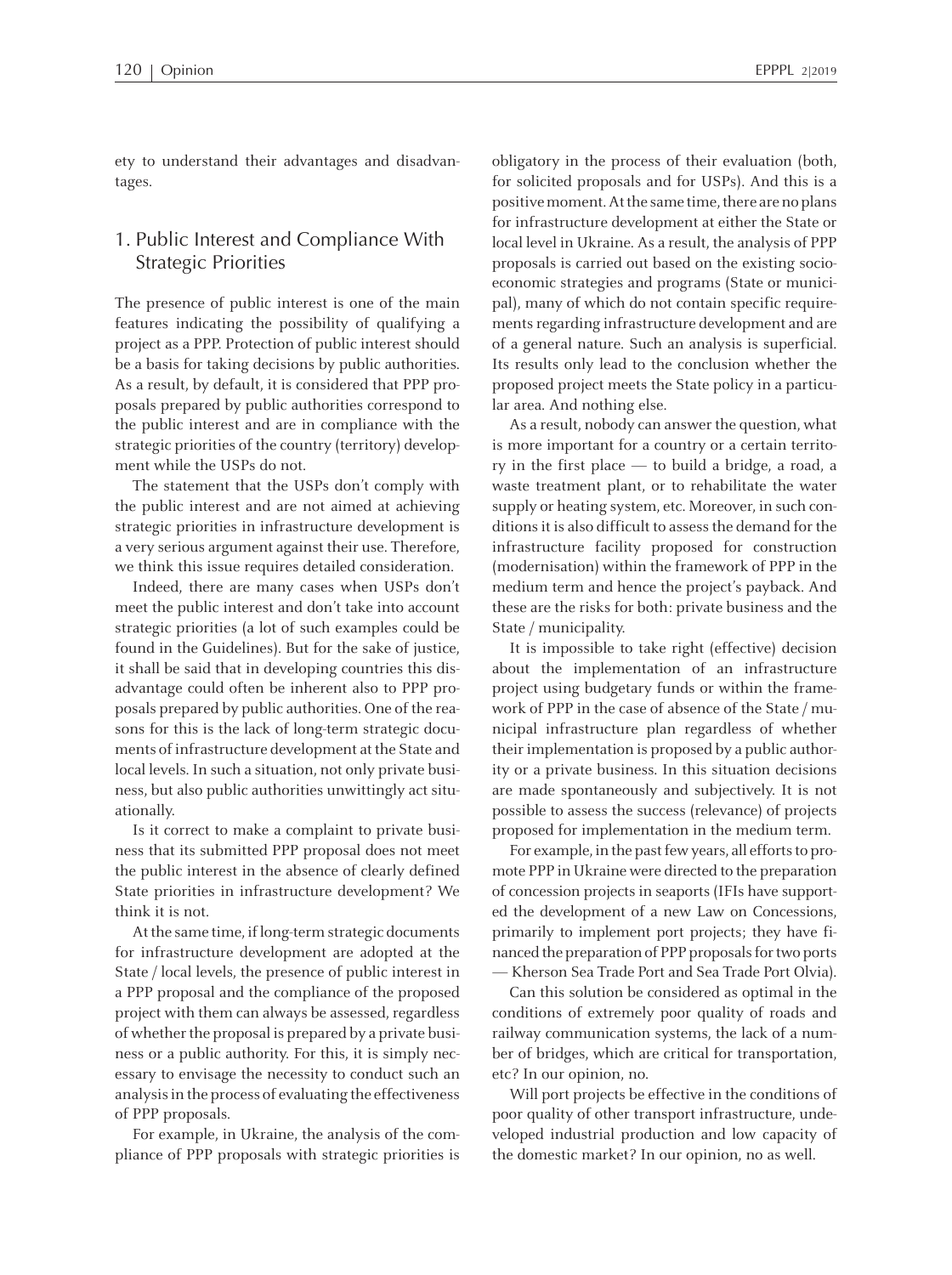ety to understand their advantages and disadvantages.

## 1. Public Interest and Compliance With Strategic Priorities

The presence of public interest is one of the main features indicating the possibility of qualifying a project as a PPP. Protection of public interest should be a basis for taking decisions by public authorities. As a result, by default, it is considered that PPP proposals prepared by public authorities correspond to the public interest and are in compliance with the strategic priorities of the country (territory) development while the USPs do not.

The statement that the USPs don't comply with the public interest and are not aimed at achieving strategic priorities in infrastructure development is a very serious argument against their use. Therefore, we think this issue requires detailed consideration.

Indeed, there are many cases when USPs don't meet the public interest and don't take into account strategic priorities (a lot of such examples could be found in the Guidelines). But for the sake of justice, it shall be said that in developing countries this disadvantage could often be inherent also to PPP proposals prepared by public authorities. One of the reasons for this is the lack of long-term strategic documents of infrastructure development at the State and local levels. In such a situation, not only private business, but also public authorities unwittingly act situationally.

Is it correct to make a complaint to private business that its submitted PPP proposal does not meet the public interest in the absence of clearly defined State priorities in infrastructure development? We think it is not.

At the same time, if long-term strategic documents for infrastructure development are adopted at the State / local levels, the presence of public interest in a PPP proposal and the compliance of the proposed project with them can always be assessed, regardless of whether the proposal is prepared by a private business or a public authority. For this, it is simply necessary to envisage the necessity to conduct such an analysis in the process of evaluating the effectiveness of PPP proposals.

For example, in Ukraine, the analysis of the compliance of PPP proposals with strategic priorities is obligatory in the process of their evaluation (both, for solicited proposals and for USPs). And this is a positive moment. At the same time, there are no plans for infrastructure development at either the State or local level in Ukraine. As a result, the analysis of PPP proposals is carried out based on the existing socio-economic strategies and programs (State or municipal), many of which do not contain specific requirements regarding infrastructure development and are of a general nature. Such an analysis is superficial. Its results only lead to the conclusion whether the proposed project meets the State policy in a particular area. And nothing else.

As a result, nobody can answer the question, what is more important for a country or a certain territory in the first place — to build a bridge, a road, a waste treatment plant, or to rehabilitate the water supply or heating system, etc. Moreover, in such conditions it is also difficult to assess the demand for the infrastructure facility proposed for construction (modernisation) within the framework of PPP in the medium term and hence the project's payback. And these are the risks for both: private business and the State / municipality.

It is impossible to take right (effective) decision about the implementation of an infrastructure project using budgetary funds or within the framework of PPP in the case of absence of the State / municipal infrastructure plan regardless of whether their implementation is proposed by a public authority or a private business. In this situation decisions are made spontaneously and subjectively. It is not possible to assess the success (relevance) of projects proposed for implementation in the medium term.

For example, in the past few years, all efforts to promote PPP in Ukraine were directed to the preparation of concession projects in seaports (IFIs have supported the development of a new Law on Concessions, primarily to implement port projects; they have financed the preparation of PPP proposals for two ports — Kherson Sea Trade Port and Sea Trade Port Olvia).

Can this solution be considered as optimal in the conditions of extremely poor quality of roads and railway communication systems, the lack of a number of bridges, which are critical for transportation, etc? In our opinion, no.

Will port projects be effective in the conditions of poor quality of other transport infrastructure, undeveloped industrial production and low capacity of the domestic market? In our opinion, no as well.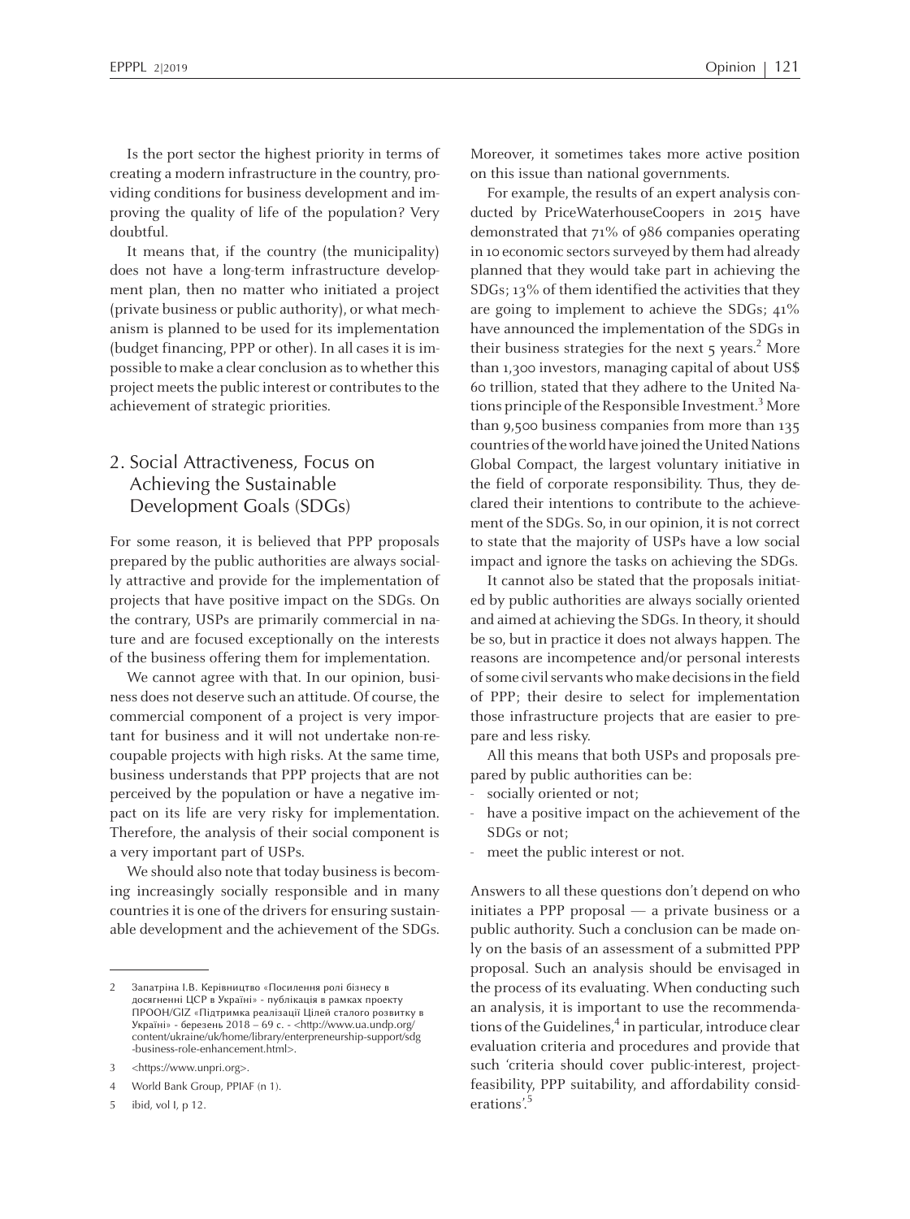Is the port sector the highest priority in terms of creating a modern infrastructure in the country, providing conditions for business development and improving the quality of life of the population? Very doubtful.

It means that, if the country (the municipality) does not have a long-term infrastructure development plan, then no matter who initiated a project (private business or public authority), or what mechanism is planned to be used for its implementation (budget financing, PPP or other). In all cases it is impossible to make a clear conclusion as to whether this project meets the public interest or contributes to the achievement of strategic priorities.

## 2. Social Attractiveness, Focus on Achieving the Sustainable Development Goals (SDGs)

For some reason, it is believed that PPP proposals prepared by the public authorities are always socially attractive and provide for the implementation of projects that have positive impact on the SDGs. On the contrary, USPs are primarily commercial in nature and are focused exceptionally on the interests of the business offering them for implementation.

We cannot agree with that. In our opinion, business does not deserve such an attitude. Of course, the commercial component of a project is very important for business and it will not undertake non-recoupable projects with high risks. At the same time, business understands that PPP projects that are not perceived by the population or have a negative impact on its life are very risky for implementation. Therefore, the analysis of their social component is a very important part of USPs.

We should also note that today business is becoming increasingly socially responsible and in many countries it is one of the drivers for ensuring sustainable development and the achievement of the SDGs. Moreover, it sometimes takes more active position on this issue than national governments.

For example, the results of an expert analysis conducted by PriceWaterhouseCoopers in 2015 have demonstrated that 71% of 986 companies operating in 10 economic sectors surveyed by them had already planned that they would take part in achieving the SDGs; 13% of them identified the activities that they are going to implement to achieve the SDGs; 41% have announced the implementation of the SDGs in their business strategies for the next 5 years.[2] More than 1,300 investors, managing capital of about US$ 60 trillion, stated that they adhere to the United Nations principle of the Responsible Investment.[3] More than 9,500 business companies from more than 135 countries of the world have joined the United Nations Global Compact, the largest voluntary initiative in the field of corporate responsibility. Thus, they declared their intentions to contribute to the achievement of the SDGs. So, in our opinion, it is not correct to state that the majority of USPs have a low social impact and ignore the tasks on achieving the SDGs.

It cannot also be stated that the proposals initiated by public authorities are always socially oriented and aimed at achieving the SDGs. In theory, it should be so, but in practice it does not always happen. The reasons are incompetence and/or personal interests of some civil servants who make decisions in the field of PPP; their desire to select for implementation those infrastructure projects that are easier to prepare and less risky.

All this means that both USPs and proposals prepared by public authorities can be:

- socially oriented or not;
- have a positive impact on the achievement of the SDGs or not;
- meet the public interest or not.

Answers to all these questions don't depend on who initiates a PPP proposal — a private business or a public authority. Such a conclusion can be made only on the basis of an assessment of a submitted PPP proposal. Such an analysis should be envisaged in the process of its evaluating. When conducting such an analysis, it is important to use the recommendations of the Guidelines,[4] in particular, introduce clear evaluation criteria and procedures and provide that such 'criteria should cover public-interest, project-feasibility, PPP suitability, and affordability considerations'.[5]

---

2 Запатріна І.В. Керівництво «Посилення ролі бізнесу в досягненні ЦСР в Україні» - публікація в рамках проекту ПРООН/GIZ «Підтримка реалізації Цілей сталого розвитку в Україні» - березень 2018 – 69 с. - <http://www.ua.undp.org/content/ukraine/uk/home/library/enterpreneurship-support/sdg-business-role-enhancement.html>.

3 <https://www.unpri.org>.

4 World Bank Group, PPIAF (n 1).

5 ibid, vol I, p 12.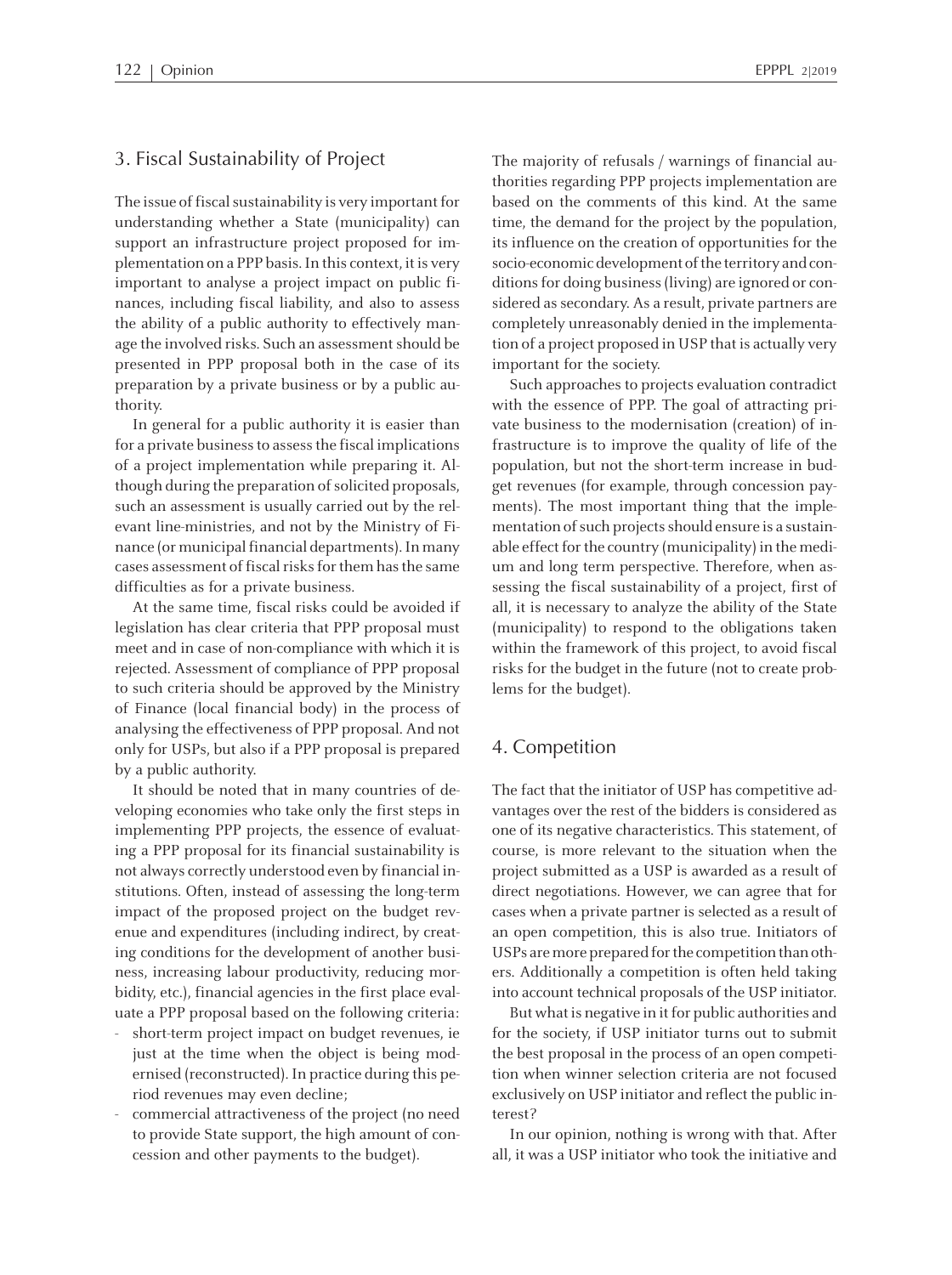## 3. Fiscal Sustainability of Project

The issue of fiscal sustainability is very important for understanding whether a State (municipality) can support an infrastructure project proposed for implementation on a PPP basis. In this context, it is very important to analyse a project impact on public finances, including fiscal liability, and also to assess the ability of a public authority to effectively manage the involved risks. Such an assessment should be presented in PPP proposal both in the case of its preparation by a private business or by a public authority.

In general for a public authority it is easier than for a private business to assess the fiscal implications of a project implementation while preparing it. Although during the preparation of solicited proposals, such an assessment is usually carried out by the relevant line-ministries, and not by the Ministry of Finance (or municipal financial departments). In many cases assessment of fiscal risks for them has the same difficulties as for a private business.

At the same time, fiscal risks could be avoided if legislation has clear criteria that PPP proposal must meet and in case of non-compliance with which it is rejected. Assessment of compliance of PPP proposal to such criteria should be approved by the Ministry of Finance (local financial body) in the process of analysing the effectiveness of PPP proposal. And not only for USPs, but also if a PPP proposal is prepared by a public authority.

It should be noted that in many countries of developing economies who take only the first steps in implementing PPP projects, the essence of evaluating a PPP proposal for its financial sustainability is not always correctly understood even by financial institutions. Often, instead of assessing the long-term impact of the proposed project on the budget revenue and expenditures (including indirect, by creating conditions for the development of another business, increasing labour productivity, reducing morbidity, etc.), financial agencies in the first place evaluate a PPP proposal based on the following criteria:

- short-term project impact on budget revenues, ie just at the time when the object is being modernised (reconstructed). In practice during this period revenues may even decline;
- commercial attractiveness of the project (no need to provide State support, the high amount of concession and other payments to the budget).

The majority of refusals / warnings of financial authorities regarding PPP projects implementation are based on the comments of this kind. At the same time, the demand for the project by the population, its influence on the creation of opportunities for the socio-economic development of the territory and conditions for doing business (living) are ignored or considered as secondary. As a result, private partners are completely unreasonably denied in the implementation of a project proposed in USP that is actually very important for the society.

Such approaches to projects evaluation contradict with the essence of PPP. The goal of attracting private business to the modernisation (creation) of infrastructure is to improve the quality of life of the population, but not the short-term increase in budget revenues (for example, through concession payments). The most important thing that the implementation of such projects should ensure is a sustainable effect for the country (municipality) in the medium and long term perspective. Therefore, when assessing the fiscal sustainability of a project, first of all, it is necessary to analyze the ability of the State (municipality) to respond to the obligations taken within the framework of this project, to avoid fiscal risks for the budget in the future (not to create problems for the budget).

## 4. Competition

The fact that the initiator of USP has competitive advantages over the rest of the bidders is considered as one of its negative characteristics. This statement, of course, is more relevant to the situation when the project submitted as a USP is awarded as a result of direct negotiations. However, we can agree that for cases when a private partner is selected as a result of an open competition, this is also true. Initiators of USPs are more prepared for the competition than others. Additionally a competition is often held taking into account technical proposals of the USP initiator.

But what is negative in it for public authorities and for the society, if USP initiator turns out to submit the best proposal in the process of an open competition when winner selection criteria are not focused exclusively on USP initiator and reflect the public interest?

In our opinion, nothing is wrong with that. After all, it was a USP initiator who took the initiative and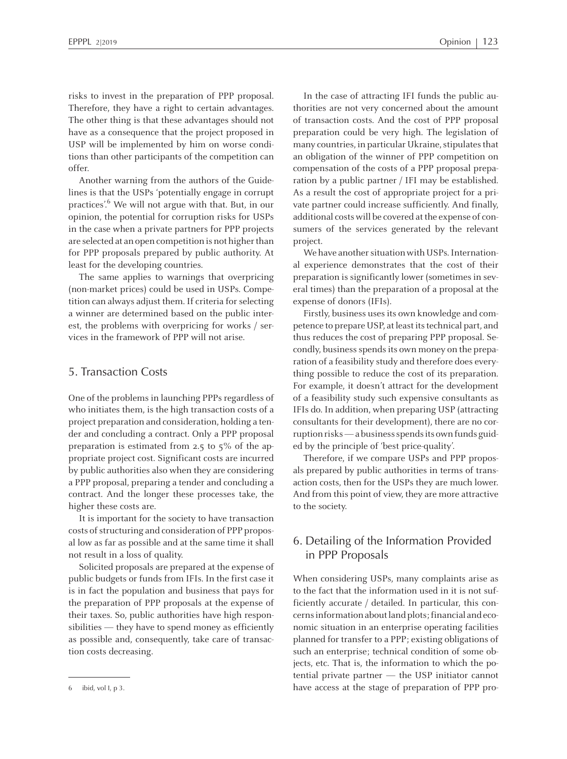risks to invest in the preparation of PPP proposal. Therefore, they have a right to certain advantages. The other thing is that these advantages should not have as a consequence that the project proposed in USP will be implemented by him on worse conditions than other participants of the competition can offer.

Another warning from the authors of the Guidelines is that the USPs 'potentially engage in corrupt practices'.[6] We will not argue with that. But, in our opinion, the potential for corruption risks for USPs in the case when a private partners for PPP projects are selected at an open competition is not higher than for PPP proposals prepared by public authority. At least for the developing countries.

The same applies to warnings that overpricing (non-market prices) could be used in USPs. Competition can always adjust them. If criteria for selecting a winner are determined based on the public interest, the problems with overpricing for works / services in the framework of PPP will not arise.

## 5. Transaction Costs

One of the problems in launching PPPs regardless of who initiates them, is the high transaction costs of a project preparation and consideration, holding a tender and concluding a contract. Only a PPP proposal preparation is estimated from 2.5 to 5% of the appropriate project cost. Significant costs are incurred by public authorities also when they are considering a PPP proposal, preparing a tender and concluding a contract. And the longer these processes take, the higher these costs are.

It is important for the society to have transaction costs of structuring and consideration of PPP proposal low as far as possible and at the same time it shall not result in a loss of quality.

Solicited proposals are prepared at the expense of public budgets or funds from IFIs. In the first case it is in fact the population and business that pays for the preparation of PPP proposals at the expense of their taxes. So, public authorities have high responsibilities — they have to spend money as efficiently as possible and, consequently, take care of transaction costs decreasing.

In the case of attracting IFI funds the public authorities are not very concerned about the amount of transaction costs. And the cost of PPP proposal preparation could be very high. The legislation of many countries, in particular Ukraine, stipulates that an obligation of the winner of PPP competition on compensation of the costs of a PPP proposal preparation by a public partner / IFI may be established. As a result the cost of appropriate project for a private partner could increase sufficiently. And finally, additional costs will be covered at the expense of consumers of the services generated by the relevant project.

We have another situation with USPs. International experience demonstrates that the cost of their preparation is significantly lower (sometimes in several times) than the preparation of a proposal at the expense of donors (IFIs).

Firstly, business uses its own knowledge and competence to prepare USP, at least its technical part, and thus reduces the cost of preparing PPP proposal. Secondly, business spends its own money on the preparation of a feasibility study and therefore does everything possible to reduce the cost of its preparation. For example, it doesn't attract for the development of a feasibility study such expensive consultants as IFIs do. In addition, when preparing USP (attracting consultants for their development), there are no corruption risks — a business spends its own funds guided by the principle of 'best price-quality'.

Therefore, if we compare USPs and PPP proposals prepared by public authorities in terms of transaction costs, then for the USPs they are much lower. And from this point of view, they are more attractive to the society.

## 6. Detailing of the Information Provided in PPP Proposals

When considering USPs, many complaints arise as to the fact that the information used in it is not sufficiently accurate / detailed. In particular, this concerns information about land plots; financial and economic situation in an enterprise operating facilities planned for transfer to a PPP; existing obligations of such an enterprise; technical condition of some objects, etc. That is, the information to which the potential private partner — the USP initiator cannot have access at the stage of preparation of PPP pro-

6 ibid, vol I, p 3.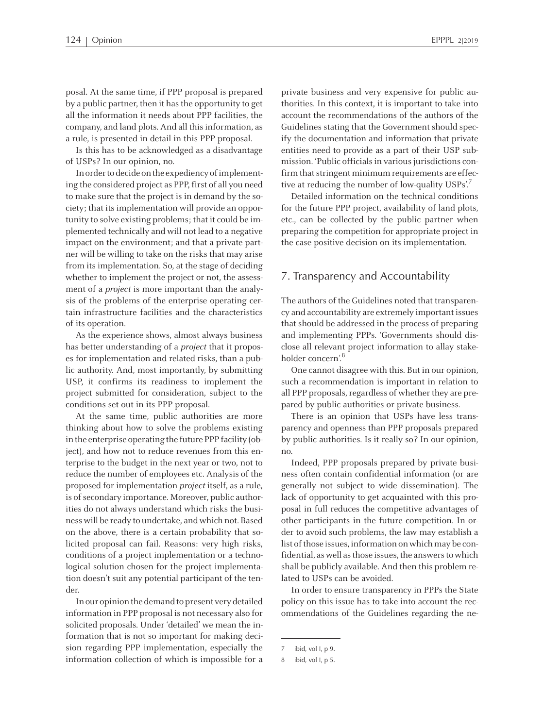posal. At the same time, if PPP proposal is prepared by a public partner, then it has the opportunity to get all the information it needs about PPP facilities, the company, and land plots. And all this information, as a rule, is presented in detail in this PPP proposal.

Is this has to be acknowledged as a disadvantage of USPs? In our opinion, no.

In order to decide on the expediency of implementing the considered project as PPP, first of all you need to make sure that the project is in demand by the society; that its implementation will provide an opportunity to solve existing problems; that it could be implemented technically and will not lead to a negative impact on the environment; and that a private partner will be willing to take on the risks that may arise from its implementation. So, at the stage of deciding whether to implement the project or not, the assessment of a *project* is more important than the analysis of the problems of the enterprise operating certain infrastructure facilities and the characteristics of its operation.

As the experience shows, almost always business has better understanding of a *project* that it proposes for implementation and related risks, than a public authority. And, most importantly, by submitting USP, it confirms its readiness to implement the project submitted for consideration, subject to the conditions set out in its PPP proposal.

At the same time, public authorities are more thinking about how to solve the problems existing in the enterprise operating the future PPP facility (object), and how not to reduce revenues from this enterprise to the budget in the next year or two, not to reduce the number of employees etc. Analysis of the proposed for implementation *project* itself, as a rule, is of secondary importance. Moreover, public authorities do not always understand which risks the business will be ready to undertake, and which not. Based on the above, there is a certain probability that solicited proposal can fail. Reasons: very high risks, conditions of a project implementation or a technological solution chosen for the project implementation doesn't suit any potential participant of the tender.

In our opinion the demand to present very detailed information in PPP proposal is not necessary also for solicited proposals. Under 'detailed' we mean the information that is not so important for making decision regarding PPP implementation, especially the information collection of which is impossible for a private business and very expensive for public authorities. In this context, it is important to take into account the recommendations of the authors of the Guidelines stating that the Government should specify the documentation and information that private entities need to provide as a part of their USP submission. 'Public officials in various jurisdictions confirm that stringent minimum requirements are effective at reducing the number of low-quality USPs'.[7]

Detailed information on the technical conditions for the future PPP project, availability of land plots, etc., can be collected by the public partner when preparing the competition for appropriate project in the case positive decision on its implementation.

## 7. Transparency and Accountability

The authors of the Guidelines noted that transparency and accountability are extremely important issues that should be addressed in the process of preparing and implementing PPPs. 'Governments should disclose all relevant project information to allay stakeholder concern'.[8]

One cannot disagree with this. But in our opinion, such a recommendation is important in relation to all PPP proposals, regardless of whether they are prepared by public authorities or private business.

There is an opinion that USPs have less transparency and openness than PPP proposals prepared by public authorities. Is it really so? In our opinion, no.

Indeed, PPP proposals prepared by private business often contain confidential information (or are generally not subject to wide dissemination). The lack of opportunity to get acquainted with this proposal in full reduces the competitive advantages of other participants in the future competition. In order to avoid such problems, the law may establish a list of those issues, information on which may be confidential, as well as those issues, the answers to which shall be publicly available. And then this problem related to USPs can be avoided.

In order to ensure transparency in PPPs the State policy on this issue has to take into account the recommendations of the Guidelines regarding the ne-

---

7 ibid, vol I, p 9.

8 ibid, vol I, p 5.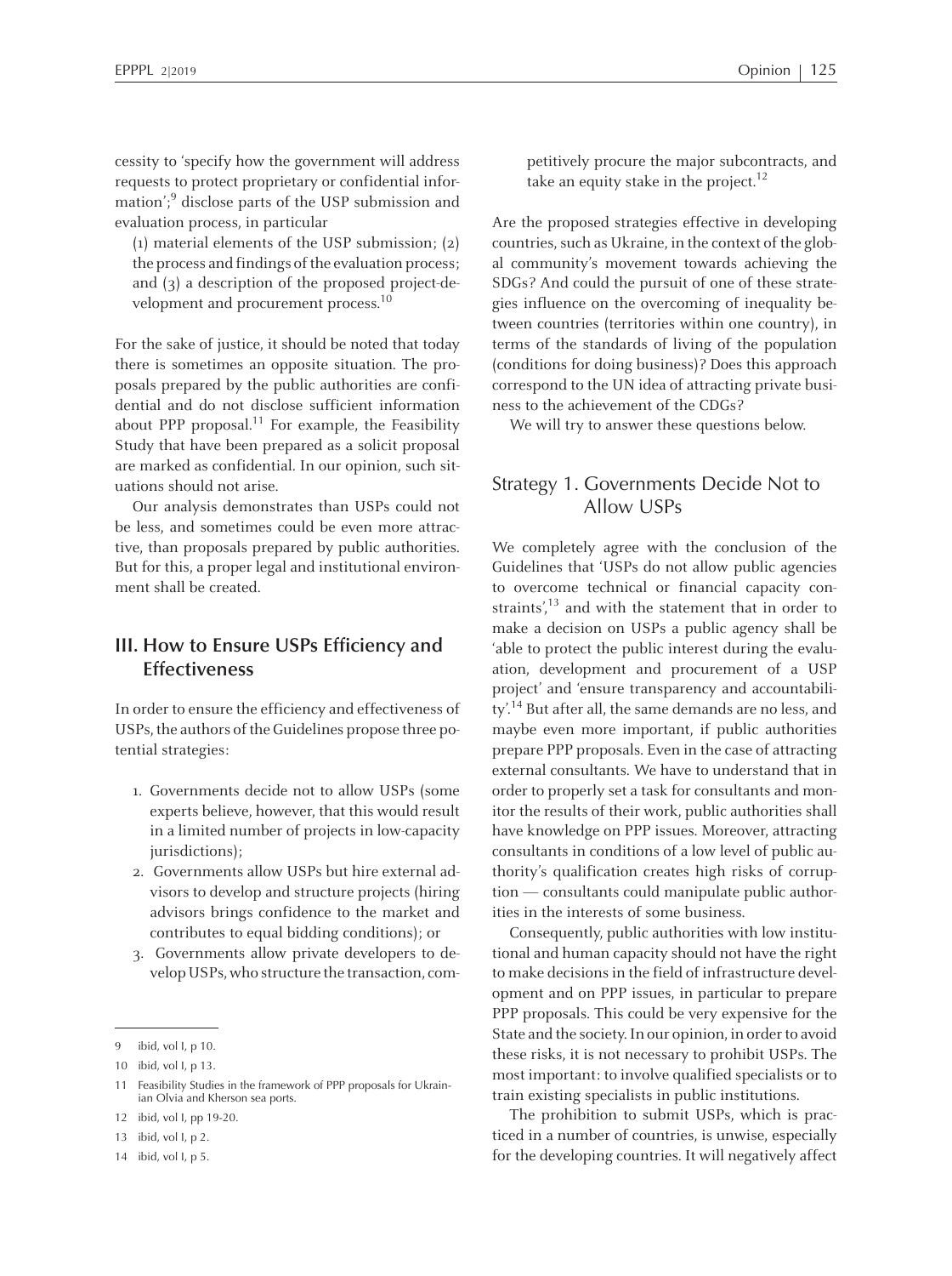cessity to 'specify how the government will address requests to protect proprietary or confidential information';[9] disclose parts of the USP submission and evaluation process, in particular

(1) material elements of the USP submission; (2) the process and findings of the evaluation process; and (3) a description of the proposed project-development and procurement process.[10]

For the sake of justice, it should be noted that today there is sometimes an opposite situation. The proposals prepared by the public authorities are confidential and do not disclose sufficient information about PPP proposal.[11] For example, the Feasibility Study that have been prepared as a solicit proposal are marked as confidential. In our opinion, such situations should not arise.

Our analysis demonstrates than USPs could not be less, and sometimes could be even more attractive, than proposals prepared by public authorities. But for this, a proper legal and institutional environment shall be created.

## III. How to Ensure USPs Efficiency and Effectiveness

In order to ensure the efficiency and effectiveness of USPs, the authors of the Guidelines propose three potential strategies:

1. Governments decide not to allow USPs (some experts believe, however, that this would result in a limited number of projects in low-capacity jurisdictions);
2. Governments allow USPs but hire external advisors to develop and structure projects (hiring advisors brings confidence to the market and contributes to equal bidding conditions); or
3. Governments allow private developers to develop USPs, who structure the transaction, competitively procure the major subcontracts, and take an equity stake in the project.[12]

Are the proposed strategies effective in developing countries, such as Ukraine, in the context of the global community's movement towards achieving the SDGs? And could the pursuit of one of these strategies influence on the overcoming of inequality between countries (territories within one country), in terms of the standards of living of the population (conditions for doing business)? Does this approach correspond to the UN idea of attracting private business to the achievement of the CDGs?

We will try to answer these questions below.

### Strategy 1. Governments Decide Not to Allow USPs

We completely agree with the conclusion of the Guidelines that 'USPs do not allow public agencies to overcome technical or financial capacity constraints',[13] and with the statement that in order to make a decision on USPs a public agency shall be 'able to protect the public interest during the evaluation, development and procurement of a USP project' and 'ensure transparency and accountability'.[14] But after all, the same demands are no less, and maybe even more important, if public authorities prepare PPP proposals. Even in the case of attracting external consultants. We have to understand that in order to properly set a task for consultants and monitor the results of their work, public authorities shall have knowledge on PPP issues. Moreover, attracting consultants in conditions of a low level of public authority's qualification creates high risks of corruption — consultants could manipulate public authorities in the interests of some business.

Consequently, public authorities with low institutional and human capacity should not have the right to make decisions in the field of infrastructure development and on PPP issues, in particular to prepare PPP proposals. This could be very expensive for the State and the society. In our opinion, in order to avoid these risks, it is not necessary to prohibit USPs. The most important: to involve qualified specialists or to train existing specialists in public institutions.

The prohibition to submit USPs, which is practiced in a number of countries, is unwise, especially for the developing countries. It will negatively affect

---

9 ibid, vol I, p 10.

10 ibid, vol I, p 13.

11 Feasibility Studies in the framework of PPP proposals for Ukrainian Olvia and Kherson sea ports.

12 ibid, vol I, pp 19-20.

13 ibid, vol I, p 2.

14 ibid, vol I, p 5.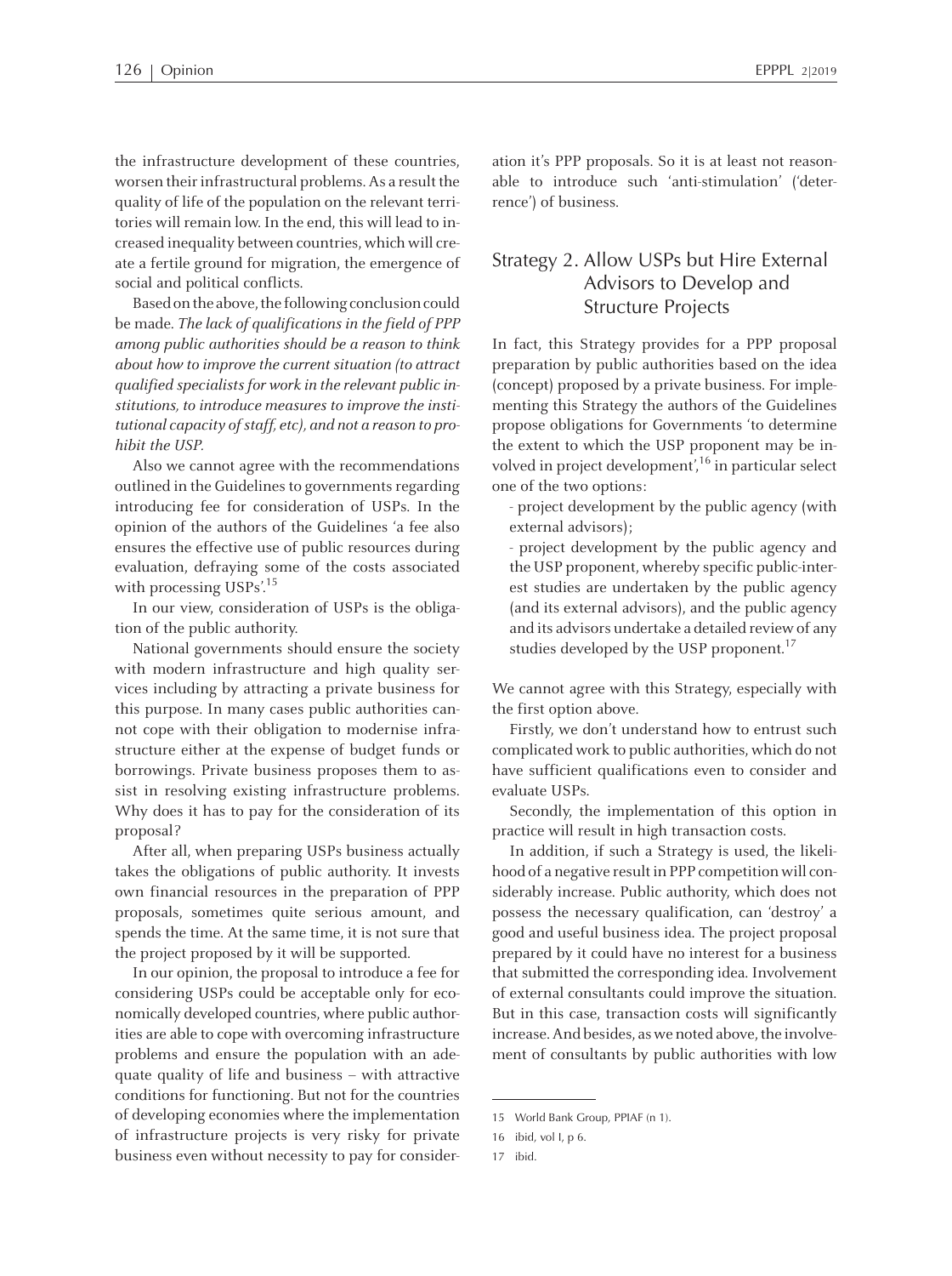the infrastructure development of these countries, worsen their infrastructural problems. As a result the quality of life of the population on the relevant territories will remain low. In the end, this will lead to increased inequality between countries, which will create a fertile ground for migration, the emergence of social and political conflicts.

Based on the above, the following conclusion could be made. *The lack of qualifications in the field of PPP among public authorities should be a reason to think about how to improve the current situation (to attract qualified specialists for work in the relevant public institutions, to introduce measures to improve the institutional capacity of staff, etc), and not a reason to prohibit the USP.*

Also we cannot agree with the recommendations outlined in the Guidelines to governments regarding introducing fee for consideration of USPs. In the opinion of the authors of the Guidelines 'a fee also ensures the effective use of public resources during evaluation, defraying some of the costs associated with processing USPs'.[15]

In our view, consideration of USPs is the obligation of the public authority.

National governments should ensure the society with modern infrastructure and high quality services including by attracting a private business for this purpose. In many cases public authorities cannot cope with their obligation to modernise infrastructure either at the expense of budget funds or borrowings. Private business proposes them to assist in resolving existing infrastructure problems. Why does it has to pay for the consideration of its proposal?

After all, when preparing USPs business actually takes the obligations of public authority. It invests own financial resources in the preparation of PPP proposals, sometimes quite serious amount, and spends the time. At the same time, it is not sure that the project proposed by it will be supported.

In our opinion, the proposal to introduce a fee for considering USPs could be acceptable only for economically developed countries, where public authorities are able to cope with overcoming infrastructure problems and ensure the population with an adequate quality of life and business – with attractive conditions for functioning. But not for the countries of developing economies where the implementation of infrastructure projects is very risky for private business even without necessity to pay for consideration it's PPP proposals. So it is at least not reasonable to introduce such 'anti-stimulation' ('deterrence') of business.

## Strategy 2. Allow USPs but Hire External Advisors to Develop and Structure Projects

In fact, this Strategy provides for a PPP proposal preparation by public authorities based on the idea (concept) proposed by a private business. For implementing this Strategy the authors of the Guidelines propose obligations for Governments 'to determine the extent to which the USP proponent may be involved in project development',[16] in particular select one of the two options:

- project development by the public agency (with external advisors);
- project development by the public agency and the USP proponent, whereby specific public-interest studies are undertaken by the public agency (and its external advisors), and the public agency and its advisors undertake a detailed review of any studies developed by the USP proponent.[17]

We cannot agree with this Strategy, especially with the first option above.

Firstly, we don't understand how to entrust such complicated work to public authorities, which do not have sufficient qualifications even to consider and evaluate USPs.

Secondly, the implementation of this option in practice will result in high transaction costs.

In addition, if such a Strategy is used, the likelihood of a negative result in PPP competition will considerably increase. Public authority, which does not possess the necessary qualification, can 'destroy' a good and useful business idea. The project proposal prepared by it could have no interest for a business that submitted the corresponding idea. Involvement of external consultants could improve the situation. But in this case, transaction costs will significantly increase. And besides, as we noted above, the involvement of consultants by public authorities with low

---

15 World Bank Group, PPIAF (n 1).

16 ibid, vol I, p 6.

17 ibid.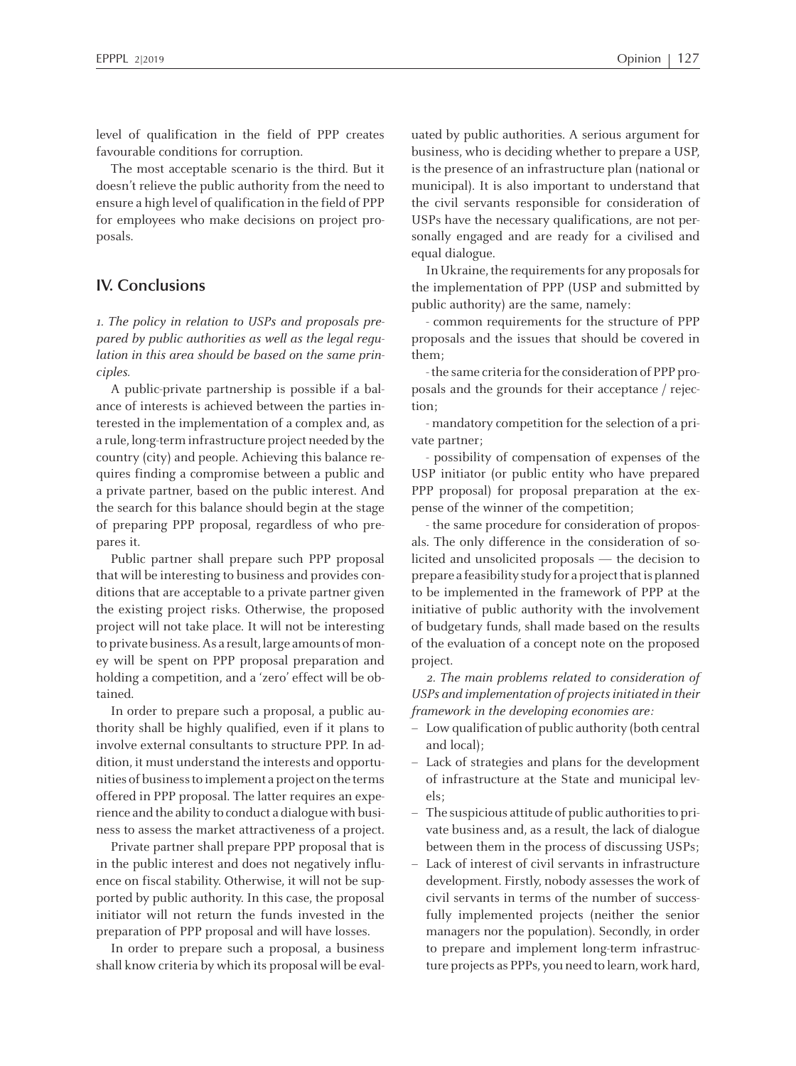level of qualification in the field of PPP creates favourable conditions for corruption.

The most acceptable scenario is the third. But it doesn't relieve the public authority from the need to ensure a high level of qualification in the field of PPP for employees who make decisions on project proposals.

## IV. Conclusions

*1. The policy in relation to USPs and proposals prepared by public authorities as well as the legal regulation in this area should be based on the same principles.*

A public-private partnership is possible if a balance of interests is achieved between the parties interested in the implementation of a complex and, as a rule, long-term infrastructure project needed by the country (city) and people. Achieving this balance requires finding a compromise between a public and a private partner, based on the public interest. And the search for this balance should begin at the stage of preparing PPP proposal, regardless of who prepares it.

Public partner shall prepare such PPP proposal that will be interesting to business and provides conditions that are acceptable to a private partner given the existing project risks. Otherwise, the proposed project will not take place. It will not be interesting to private business. As a result, large amounts of money will be spent on PPP proposal preparation and holding a competition, and a 'zero' effect will be obtained.

In order to prepare such a proposal, a public authority shall be highly qualified, even if it plans to involve external consultants to structure PPP. In addition, it must understand the interests and opportunities of business to implement a project on the terms offered in PPP proposal. The latter requires an experience and the ability to conduct a dialogue with business to assess the market attractiveness of a project.

Private partner shall prepare PPP proposal that is in the public interest and does not negatively influence on fiscal stability. Otherwise, it will not be supported by public authority. In this case, the proposal initiator will not return the funds invested in the preparation of PPP proposal and will have losses.

In order to prepare such a proposal, a business shall know criteria by which its proposal will be evaluated by public authorities. A serious argument for business, who is deciding whether to prepare a USP, is the presence of an infrastructure plan (national or municipal). It is also important to understand that the civil servants responsible for consideration of USPs have the necessary qualifications, are not personally engaged and are ready for a civilised and equal dialogue.

In Ukraine, the requirements for any proposals for the implementation of PPP (USP and submitted by public authority) are the same, namely:

- common requirements for the structure of PPP proposals and the issues that should be covered in them;
- the same criteria for the consideration of PPP proposals and the grounds for their acceptance / rejection;
- mandatory competition for the selection of a private partner;
- possibility of compensation of expenses of the USP initiator (or public entity who have prepared PPP proposal) for proposal preparation at the expense of the winner of the competition;
- the same procedure for consideration of proposals. The only difference in the consideration of solicited and unsolicited proposals — the decision to prepare a feasibility study for a project that is planned to be implemented in the framework of PPP at the initiative of public authority with the involvement of budgetary funds, shall made based on the results of the evaluation of a concept note on the proposed project.

*2. The main problems related to consideration of USPs and implementation of projects initiated in their framework in the developing economies are:*

- Low qualification of public authority (both central and local);
- Lack of strategies and plans for the development of infrastructure at the State and municipal levels;
- The suspicious attitude of public authorities to private business and, as a result, the lack of dialogue between them in the process of discussing USPs;
- Lack of interest of civil servants in infrastructure development. Firstly, nobody assesses the work of civil servants in terms of the number of successfully implemented projects (neither the senior managers nor the population). Secondly, in order to prepare and implement long-term infrastructure projects as PPPs, you need to learn, work hard,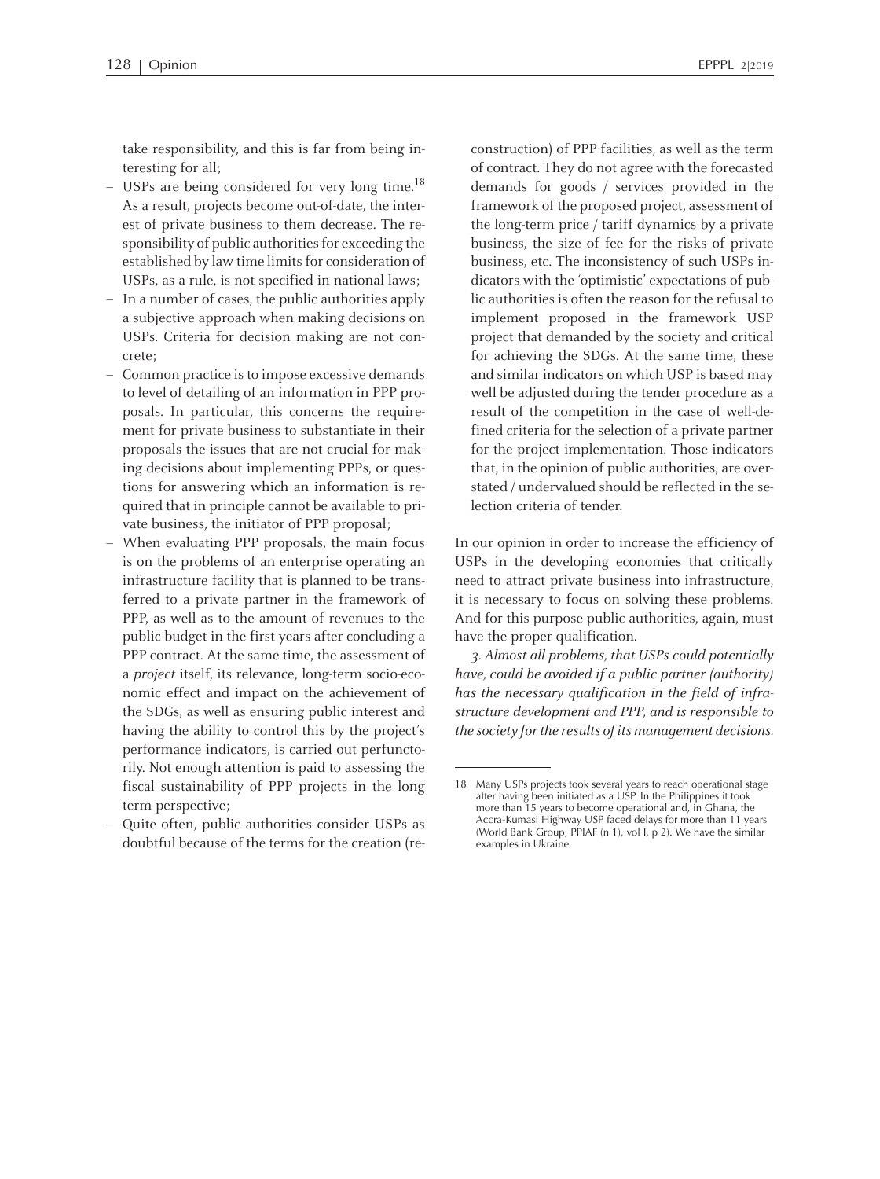take responsibility, and this is far from being interesting for all;

- USPs are being considered for very long time.[18] As a result, projects become out-of-date, the interest of private business to them decrease. The responsibility of public authorities for exceeding the established by law time limits for consideration of USPs, as a rule, is not specified in national laws;
- In a number of cases, the public authorities apply a subjective approach when making decisions on USPs. Criteria for decision making are not concrete;
- Common practice is to impose excessive demands to level of detailing of an information in PPP proposals. In particular, this concerns the requirement for private business to substantiate in their proposals the issues that are not crucial for making decisions about implementing PPPs, or questions for answering which an information is required that in principle cannot be available to private business, the initiator of PPP proposal;
- When evaluating PPP proposals, the main focus is on the problems of an enterprise operating an infrastructure facility that is planned to be transferred to a private partner in the framework of PPP, as well as to the amount of revenues to the public budget in the first years after concluding a PPP contract. At the same time, the assessment of a *project* itself, its relevance, long-term socio-economic effect and impact on the achievement of the SDGs, as well as ensuring public interest and having the ability to control this by the project's performance indicators, is carried out perfunctorily. Not enough attention is paid to assessing the fiscal sustainability of PPP projects in the long term perspective;
- Quite often, public authorities consider USPs as doubtful because of the terms for the creation (reconstruction) of PPP facilities, as well as the term of contract. They do not agree with the forecasted demands for goods / services provided in the framework of the proposed project, assessment of the long-term price / tariff dynamics by a private business, the size of fee for the risks of private business, etc. The inconsistency of such USPs indicators with the 'optimistic' expectations of public authorities is often the reason for the refusal to implement proposed in the framework USP project that demanded by the society and critical for achieving the SDGs. At the same time, these and similar indicators on which USP is based may well be adjusted during the tender procedure as a result of the competition in the case of well-defined criteria for the selection of a private partner for the project implementation. Those indicators that, in the opinion of public authorities, are overstated / undervalued should be reflected in the selection criteria of tender.

In our opinion in order to increase the efficiency of USPs in the developing economies that critically need to attract private business into infrastructure, it is necessary to focus on solving these problems. And for this purpose public authorities, again, must have the proper qualification.

*3. Almost all problems, that USPs could potentially have, could be avoided if a public partner (authority) has the necessary qualification in the field of infrastructure development and PPP, and is responsible to the society for the results of its management decisions.*

---

18 Many USPs projects took several years to reach operational stage after having been initiated as a USP. In the Philippines it took more than 15 years to become operational and, in Ghana, the Accra-Kumasi Highway USP faced delays for more than 11 years (World Bank Group, PPIAF (n 1), vol I, p 2). We have the similar examples in Ukraine.